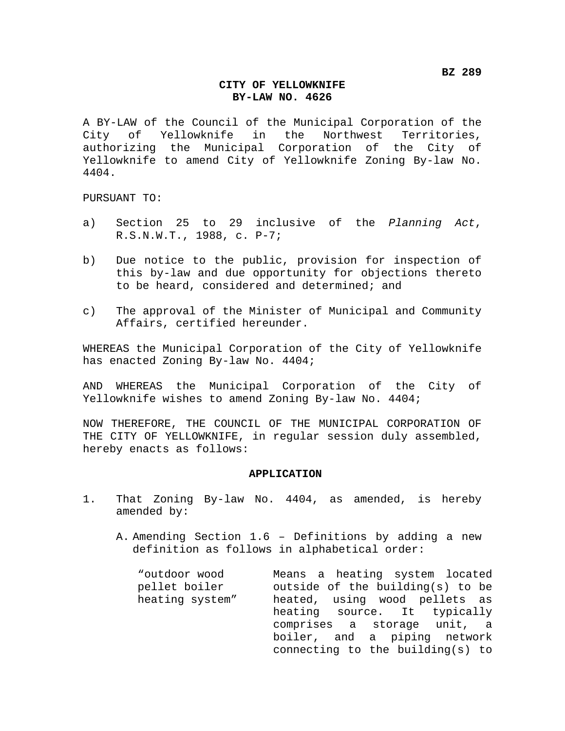**BZ 289**

# CITY OF YELLOWKNIFE
# BY-LAW NO. 4626

A BY-LAW of the Council of the Municipal Corporation of the City of Yellowknife in the Northwest Territories, authorizing the Municipal Corporation of the City of Yellowknife to amend City of Yellowknife Zoning By-law No. 4404.

PURSUANT TO:

a) Section 25 to 29 inclusive of the *Planning Act*, R.S.N.W.T., 1988, c. P-7;

b) Due notice to the public, provision for inspection of this by-law and due opportunity for objections thereto to be heard, considered and determined; and

c) The approval of the Minister of Municipal and Community Affairs, certified hereunder.

WHEREAS the Municipal Corporation of the City of Yellowknife has enacted Zoning By-law No. 4404;

AND WHEREAS the Municipal Corporation of the City of Yellowknife wishes to amend Zoning By-law No. 4404;

NOW THEREFORE, THE COUNCIL OF THE MUNICIPAL CORPORATION OF THE CITY OF YELLOWKNIFE, in regular session duly assembled, hereby enacts as follows:

## APPLICATION

1. That Zoning By-law No. 4404, as amended, is hereby amended by:

   A. Amending Section 1.6 – Definitions by adding a new definition as follows in alphabetical order:

   | | |
   |---|---|
   | "outdoor wood pellet boiler heating system" | Means a heating system located outside of the building(s) to be heated, using wood pellets as heating source. It typically comprises a storage unit, a boiler, and a piping network connecting to the building(s) to |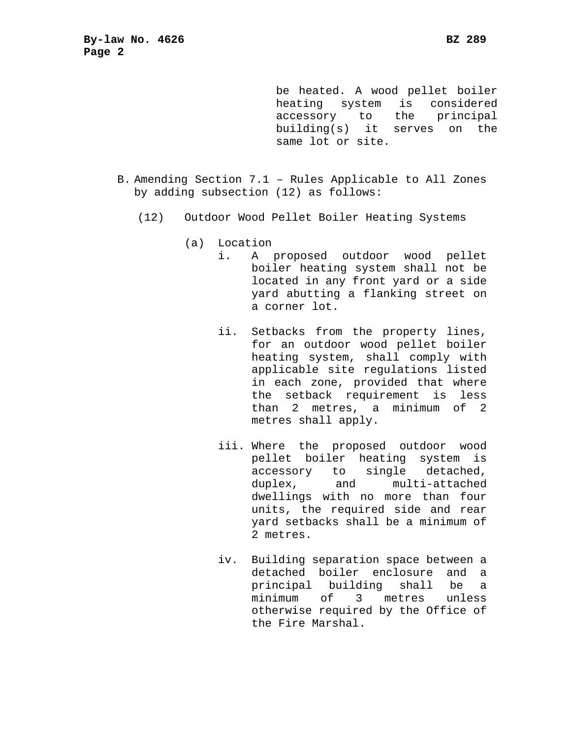be heated. A wood pellet boiler heating system is considered accessory to the principal building(s) it serves on the same lot or site.

B. Amending Section 7.1 – Rules Applicable to All Zones by adding subsection (12) as follows:

(12) Outdoor Wood Pellet Boiler Heating Systems

(a) Location

i. A proposed outdoor wood pellet boiler heating system shall not be located in any front yard or a side yard abutting a flanking street on a corner lot.

ii. Setbacks from the property lines, for an outdoor wood pellet boiler heating system, shall comply with applicable site regulations listed in each zone, provided that where the setback requirement is less than 2 metres, a minimum of 2 metres shall apply.

iii. Where the proposed outdoor wood pellet boiler heating system is accessory to single detached, duplex, and multi-attached dwellings with no more than four units, the required side and rear yard setbacks shall be a minimum of 2 metres.

iv. Building separation space between a detached boiler enclosure and a principal building shall be a minimum of 3 metres unless otherwise required by the Office of the Fire Marshal.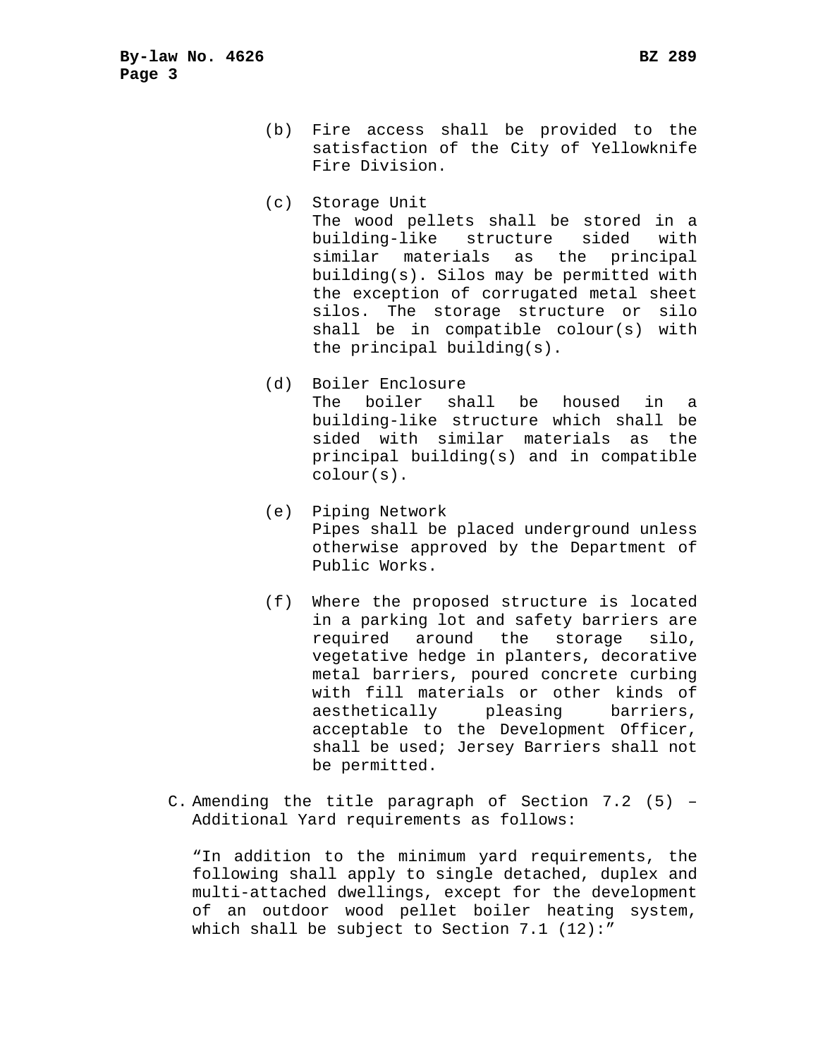(b) Fire access shall be provided to the satisfaction of the City of Yellowknife Fire Division.

(c) Storage Unit
The wood pellets shall be stored in a building-like structure sided with similar materials as the principal building(s). Silos may be permitted with the exception of corrugated metal sheet silos. The storage structure or silo shall be in compatible colour(s) with the principal building(s).

(d) Boiler Enclosure
The boiler shall be housed in a building-like structure which shall be sided with similar materials as the principal building(s) and in compatible colour(s).

(e) Piping Network
Pipes shall be placed underground unless otherwise approved by the Department of Public Works.

(f) Where the proposed structure is located in a parking lot and safety barriers are required around the storage silo, vegetative hedge in planters, decorative metal barriers, poured concrete curbing with fill materials or other kinds of aesthetically pleasing barriers, acceptable to the Development Officer, shall be used; Jersey Barriers shall not be permitted.

C. Amending the title paragraph of Section 7.2 (5) – Additional Yard requirements as follows:

“In addition to the minimum yard requirements, the following shall apply to single detached, duplex and multi-attached dwellings, except for the development of an outdoor wood pellet boiler heating system, which shall be subject to Section 7.1 (12):”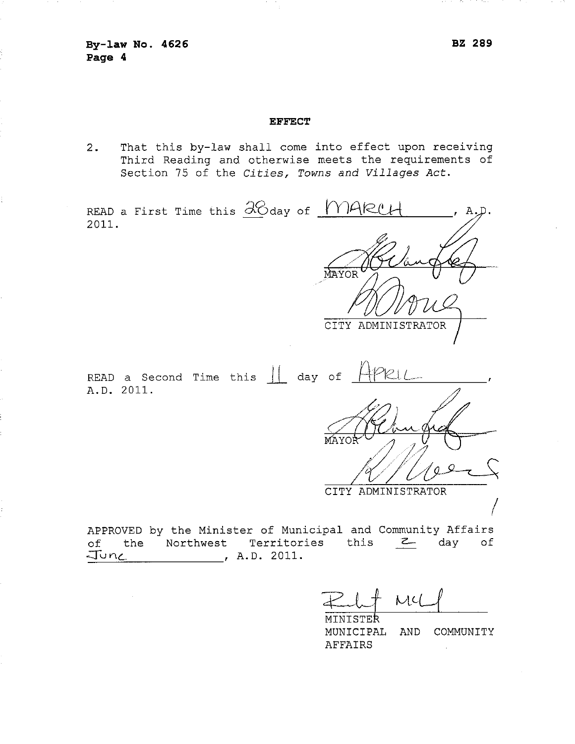**By-law No. 4626**

**BZ 289**

**EFFECT**

2. That this by-law shall come into effect upon receiving Third Reading and otherwise meets the requirements of Section 75 of the *Cities, Towns and Villages Act*.

READ a First Time this 28 day of MARCH, A.D. 2011.

MAYOR

CITY ADMINISTRATOR

READ a Second Time this 11 day of APRIL, A.D. 2011.

MAYOR

CITY ADMINISTRATOR

APPROVED by the Minister of Municipal and Community Affairs of the Northwest Territories this 2 day of June, A.D. 2011.

MINISTER
MUNICIPAL AND COMMUNITY AFFAIRS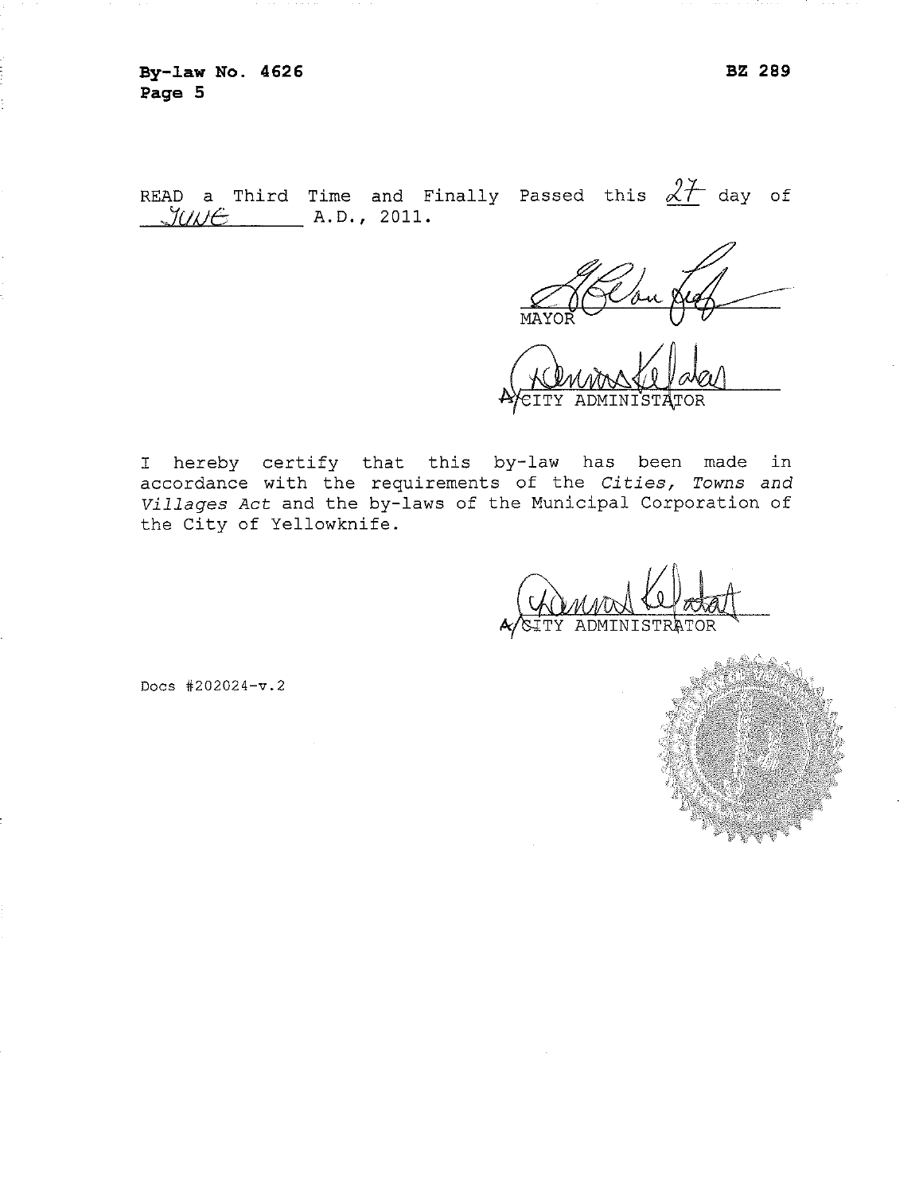READ a Third Time and Finally Passed this 27 day of JUNE A.D., 2011.

MAYOR

A/CITY ADMINISTATOR

I hereby certify that this by-law has been made in accordance with the requirements of the *Cities, Towns and Villages Act* and the by-laws of the Municipal Corporation of the City of Yellowknife.

A/CITY ADMINISTRATOR

Docs #202024-v.2